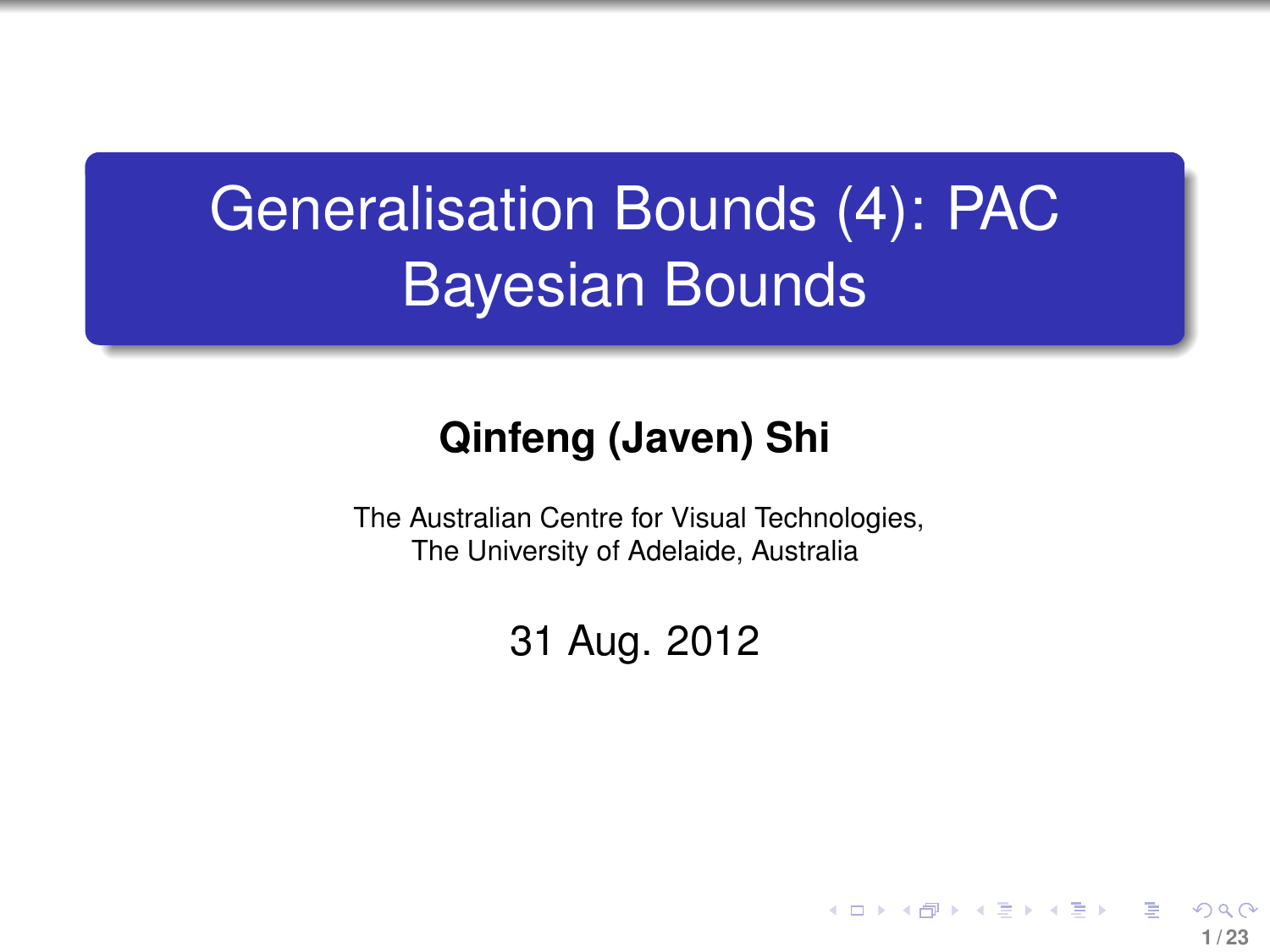# Generalisation Bounds (4): PAC Bayesian Bounds

**Qinfeng (Javen) Shi**

The Australian Centre for Visual Technologies,
The University of Adelaide, Australia

31 Aug. 2012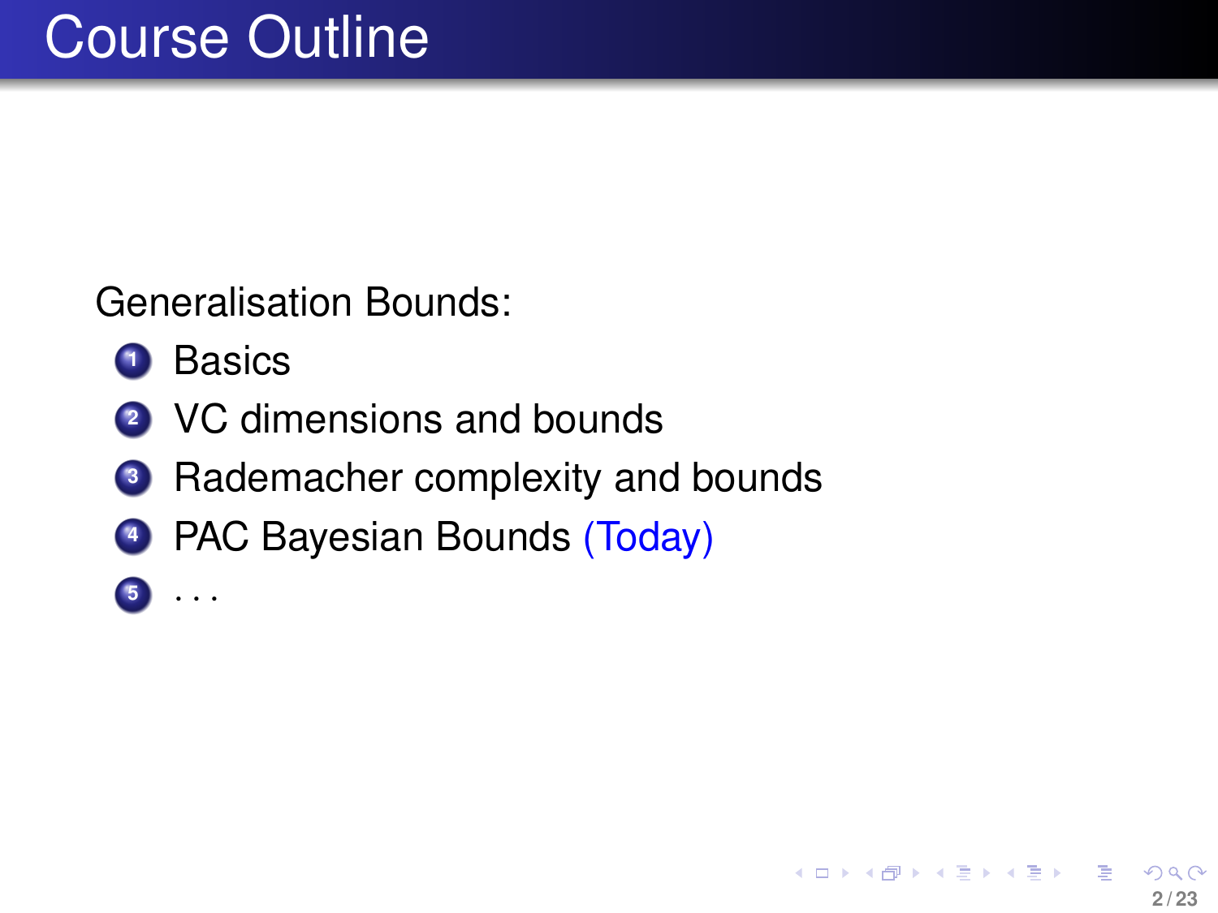# Course Outline

Generalisation Bounds:

1. Basics
2. VC dimensions and bounds
3. Rademacher complexity and bounds
4. PAC Bayesian Bounds (Today)
5. ...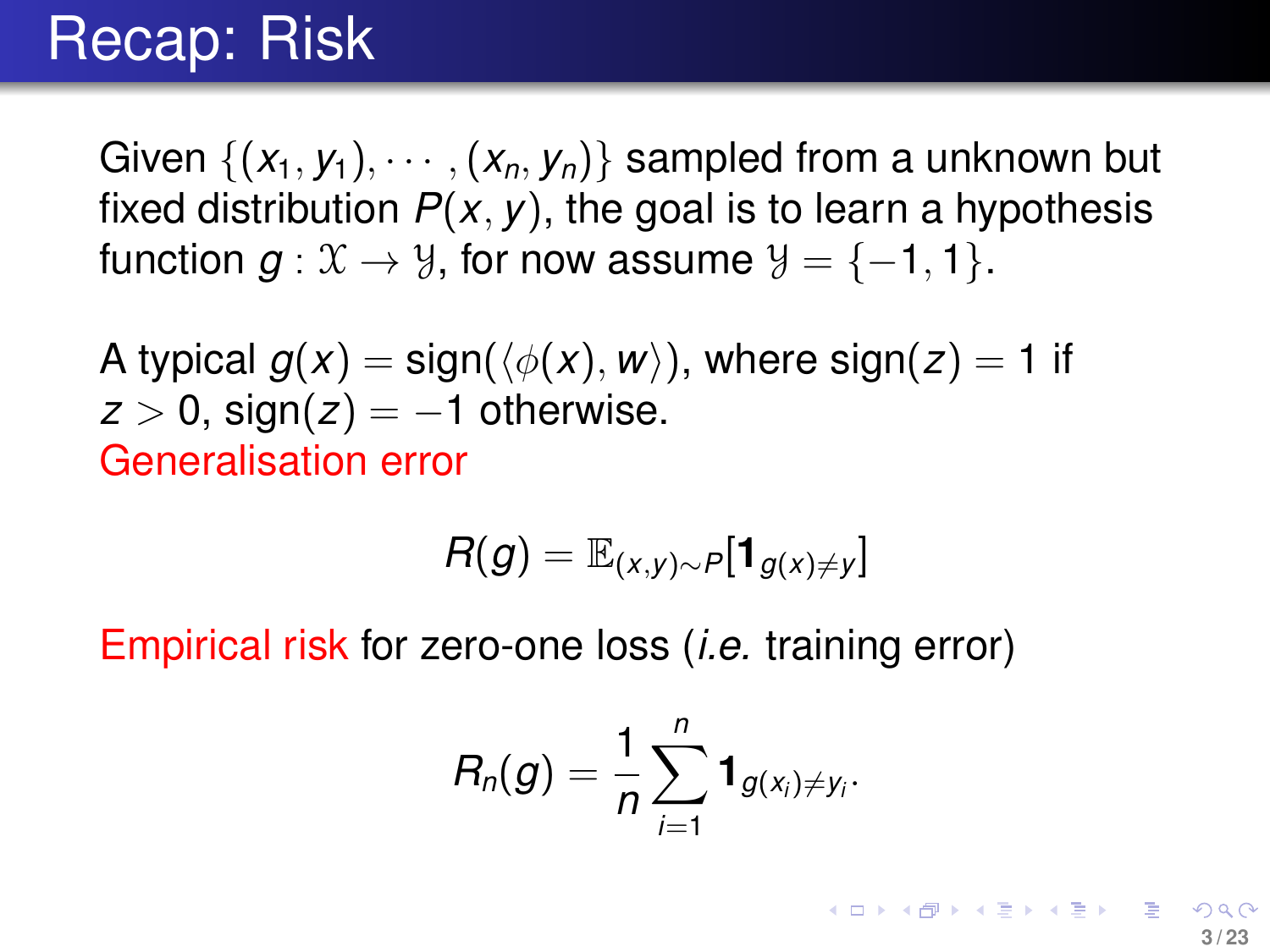# Recap: Risk

Given $\{(x_1, y_1), \cdots, (x_n, y_n)\}$ sampled from a unknown but fixed distribution $P(x, y)$, the goal is to learn a hypothesis function $g : \mathcal{X} \to \mathcal{Y}$, for now assume $\mathcal{Y} = \{-1, 1\}$.

A typical $g(x) = \text{sign}(\langle \phi(x), w \rangle)$, where $\text{sign}(z) = 1$ if $z > 0$, $\text{sign}(z) = -1$ otherwise.

Generalisation error

$$R(g) = \mathbb{E}_{(x,y)\sim P}[\mathbf{1}_{g(x)\neq y}]$$

Empirical risk for zero-one loss (*i.e.* training error)

$$R_n(g) = \frac{1}{n}\sum_{i=1}^{n} \mathbf{1}_{g(x_i)\neq y_i}.$$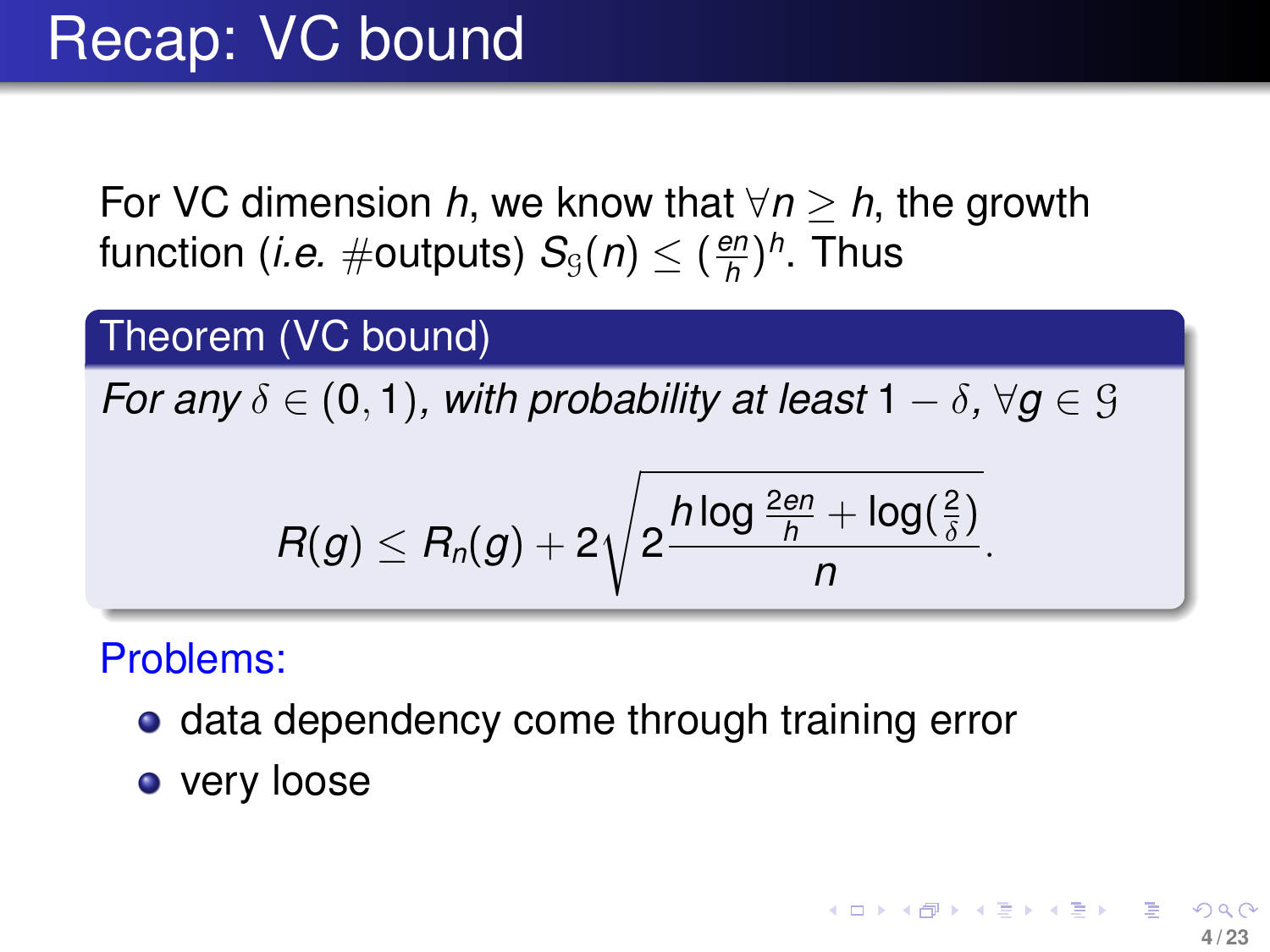# Recap: VC bound

For VC dimension $h$, we know that $\forall n \geq h$, the growth function (*i.e.* #outputs) $S_{\mathcal{G}}(n) \leq (\frac{en}{h})^h$. Thus

**Theorem (VC bound)**

*For any* $\delta \in (0,1)$, *with probability at least* $1 - \delta$, $\forall g \in \mathcal{G}$

$$R(g) \leq R_n(g) + 2\sqrt{2\frac{h \log \frac{2en}{h} + \log(\frac{2}{\delta})}{n}}.$$

Problems:

- data dependency come through training error
- very loose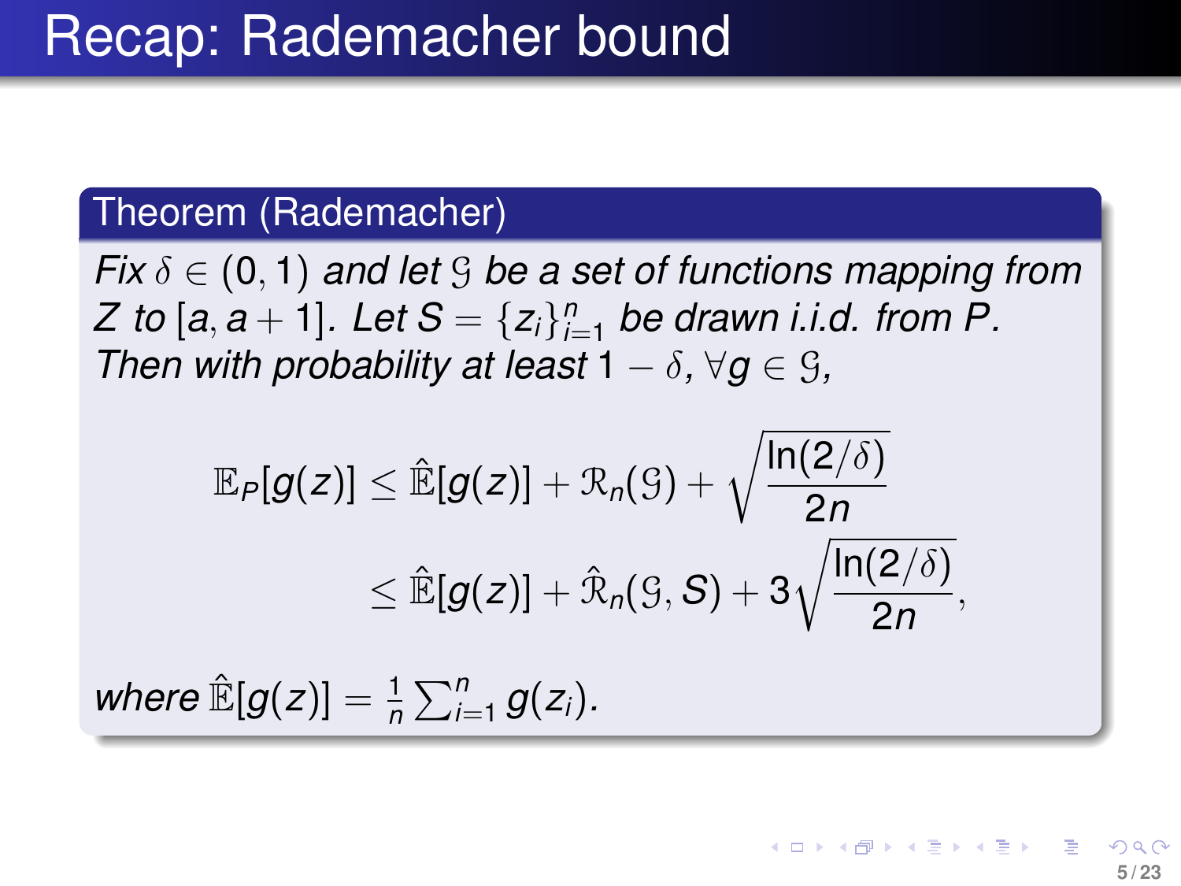# Recap: Rademacher bound

**Theorem (Rademacher)**

*Fix $\delta \in (0,1)$ and let $\mathcal{G}$ be a set of functions mapping from $Z$ to $[a, a+1]$. Let $S = \{z_i\}_{i=1}^n$ be drawn i.i.d. from $P$. Then with probability at least $1-\delta$, $\forall g \in \mathcal{G}$,*

$$
\begin{aligned}
\mathbb{E}_P[g(z)] &\leq \hat{\mathbb{E}}[g(z)] + \mathcal{R}_n(\mathcal{G}) + \sqrt{\frac{\ln(2/\delta)}{2n}} \\
&\leq \hat{\mathbb{E}}[g(z)] + \hat{\mathcal{R}}_n(\mathcal{G}, S) + 3\sqrt{\frac{\ln(2/\delta)}{2n}},
\end{aligned}
$$

*where $\hat{\mathbb{E}}[g(z)] = \frac{1}{n}\sum_{i=1}^n g(z_i)$.*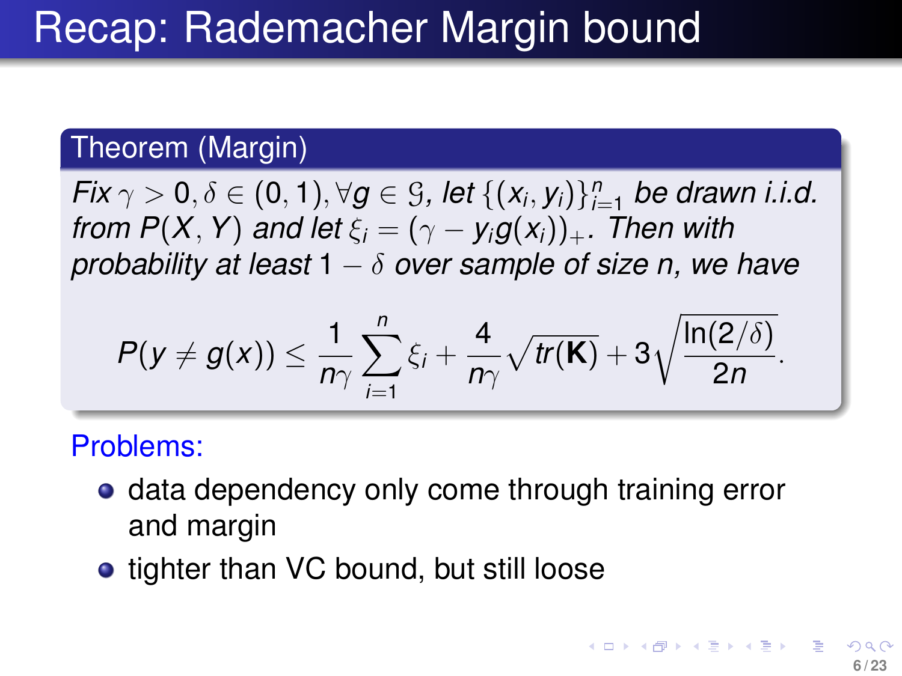# Recap: Rademacher Margin bound

**Theorem (Margin)**

*Fix $\gamma > 0, \delta \in (0,1), \forall g \in \mathcal{G}$, let $\{(x_i, y_i)\}_{i=1}^n$ be drawn i.i.d. from $P(X, Y)$ and let $\xi_i = (\gamma - y_i g(x_i))_+$. Then with probability at least $1 - \delta$ over sample of size n, we have*

$$P(y \neq g(x)) \leq \frac{1}{n\gamma} \sum_{i=1}^{n} \xi_i + \frac{4}{n\gamma} \sqrt{tr(\mathbf{K})} + 3\sqrt{\frac{\ln(2/\delta)}{2n}}.$$

Problems:

- data dependency only come through training error and margin
- tighter than VC bound, but still loose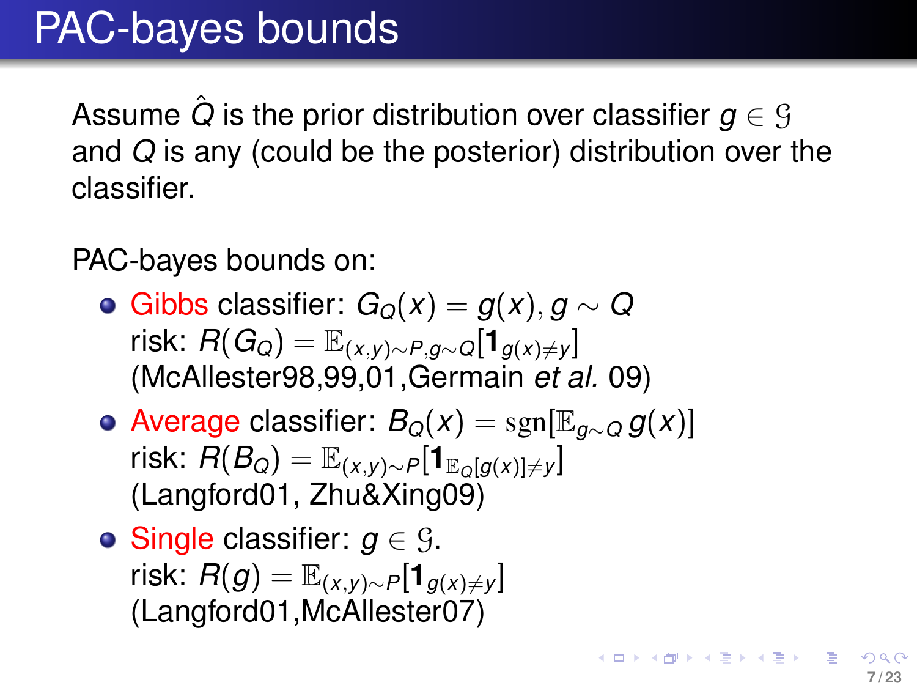# PAC-bayes bounds

Assume $\hat{Q}$ is the prior distribution over classifier $g \in \mathcal{G}$ and $Q$ is any (could be the posterior) distribution over the classifier.

PAC-bayes bounds on:

- Gibbs classifier: $G_Q(x) = g(x), g \sim Q$
  risk: $R(G_Q) = \mathbb{E}_{(x,y)\sim P, g\sim Q}[\mathbf{1}_{g(x)\neq y}]$
  (McAllester98,99,01,Germain *et al.* 09)
- Average classifier: $B_Q(x) = \text{sgn}[\mathbb{E}_{g\sim Q}\, g(x)]$
  risk: $R(B_Q) = \mathbb{E}_{(x,y)\sim P}[\mathbf{1}_{\mathbb{E}_Q[g(x)]\neq y}]$
  (Langford01, Zhu&Xing09)
- Single classifier: $g \in \mathcal{G}$.
  risk: $R(g) = \mathbb{E}_{(x,y)\sim P}[\mathbf{1}_{g(x)\neq y}]$
  (Langford01,McAllester07)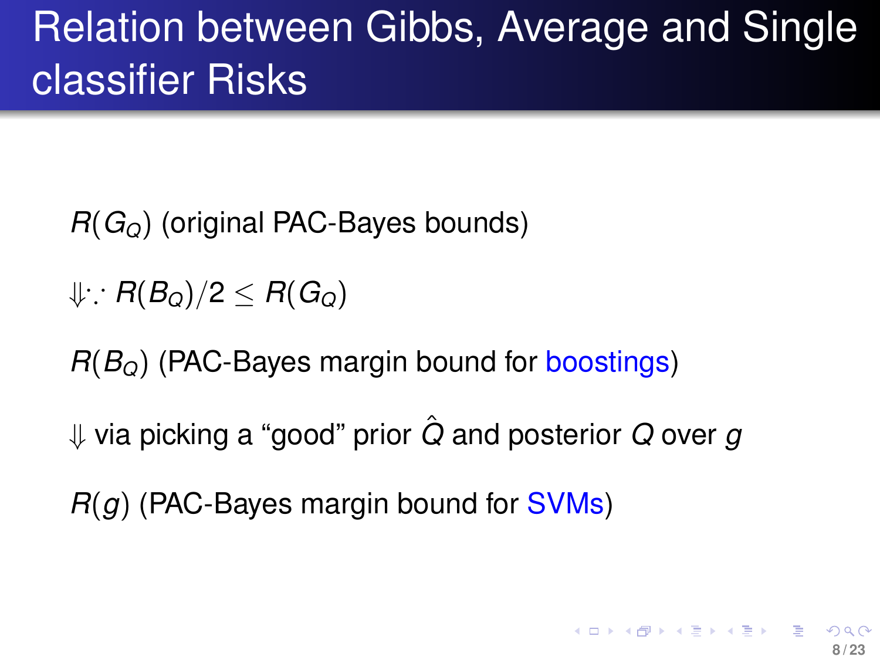# Relation between Gibbs, Average and Single classifier Risks

$R(G_Q)$ (original PAC-Bayes bounds)

$\Downarrow \because R(B_Q)/2 \leq R(G_Q)$

$R(B_Q)$ (PAC-Bayes margin bound for boostings)

$\Downarrow$ via picking a "good" prior $\hat{Q}$ and posterior $Q$ over $g$

$R(g)$ (PAC-Bayes margin bound for SVMs)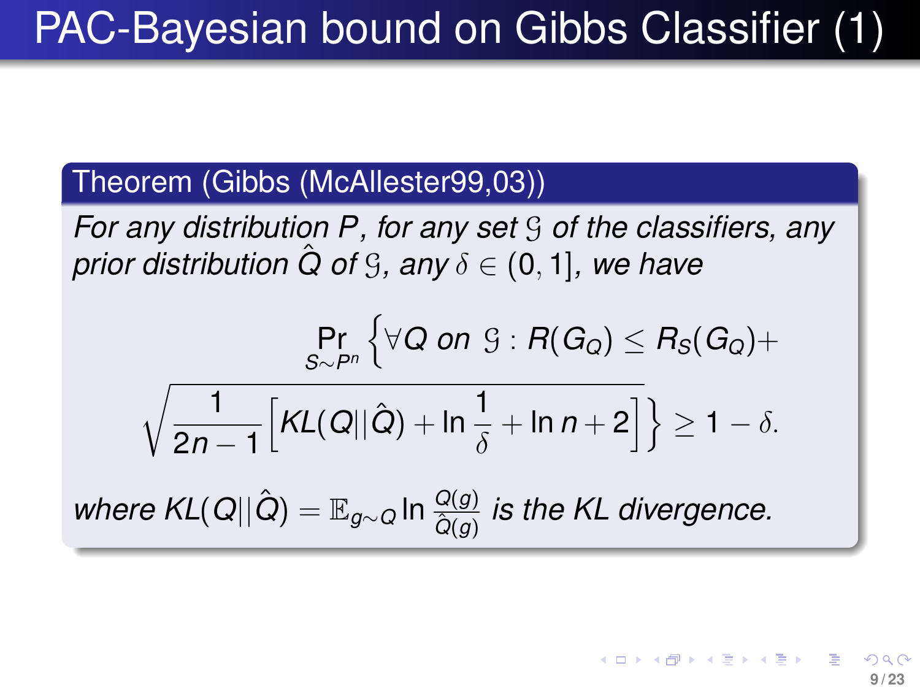# PAC-Bayesian bound on Gibbs Classifier (1)

**Theorem (Gibbs (McAllester99,03))**

*For any distribution $P$, for any set $\mathcal{G}$ of the classifiers, any prior distribution $\hat{Q}$ of $\mathcal{G}$, any $\delta \in (0, 1]$, we have*

$$\Pr_{S \sim P^n} \left\{ \forall Q \text{ on } \mathcal{G} : R(G_Q) \leq R_S(G_Q) + \sqrt{\frac{1}{2n-1}\left[ KL(Q||\hat{Q}) + \ln \frac{1}{\delta} + \ln n + 2 \right]} \right\} \geq 1 - \delta.$$

*where $KL(Q||\hat{Q}) = \mathbb{E}_{g \sim Q} \ln \frac{Q(g)}{\hat{Q}(g)}$ is the KL divergence.*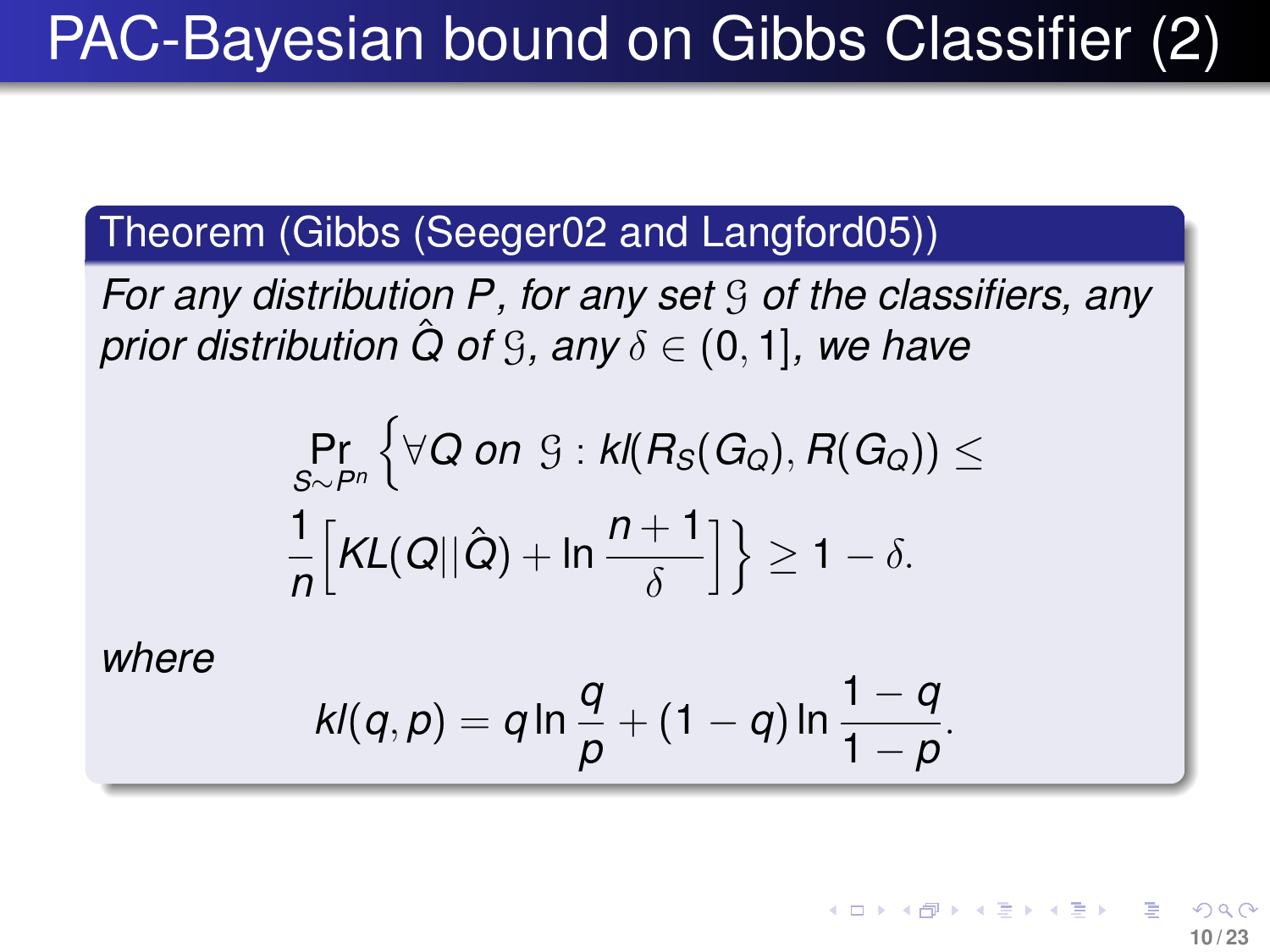# PAC-Bayesian bound on Gibbs Classifier (2)

**Theorem (Gibbs (Seeger02 and Langford05))**

*For any distribution $P$, for any set $\mathcal{G}$ of the classifiers, any prior distribution $\hat{Q}$ of $\mathcal{G}$, any $\delta \in (0, 1]$, we have*

$$\Pr_{S \sim P^n} \Big\{ \forall Q \text{ on } \mathcal{G} : kl(R_S(G_Q), R(G_Q)) \leq \frac{1}{n}\Big[ KL(Q||\hat{Q}) + \ln \frac{n+1}{\delta} \Big] \Big\} \geq 1 - \delta.$$

*where*

$$kl(q, p) = q \ln \frac{q}{p} + (1 - q) \ln \frac{1-q}{1-p}.$$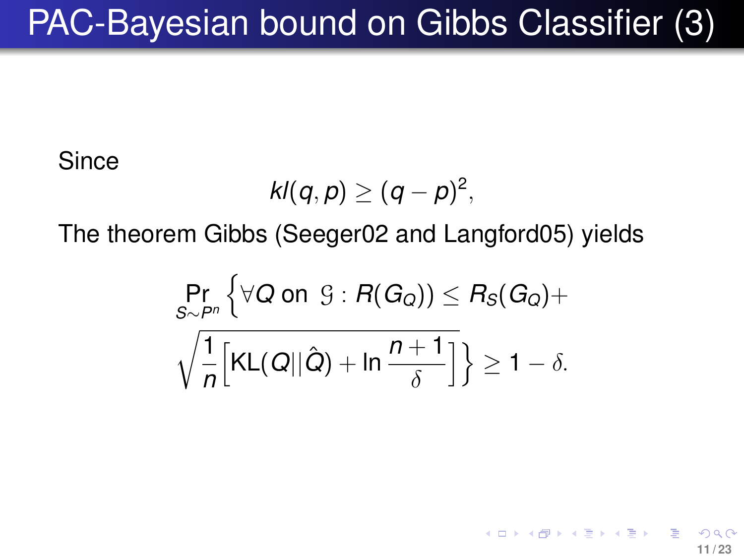# PAC-Bayesian bound on Gibbs Classifier (3)

Since

$$kl(q, p) \geq (q - p)^2,$$

The theorem Gibbs (Seeger02 and Langford05) yields

$$\Pr_{S \sim P^n} \left\{ \forall Q \text{ on } \mathcal{G} : R(G_Q)) \leq R_S(G_Q) + \sqrt{\frac{1}{n}\left[ \mathrm{KL}(Q || \hat{Q}) + \ln \frac{n+1}{\delta} \right]} \right\} \geq 1 - \delta.$$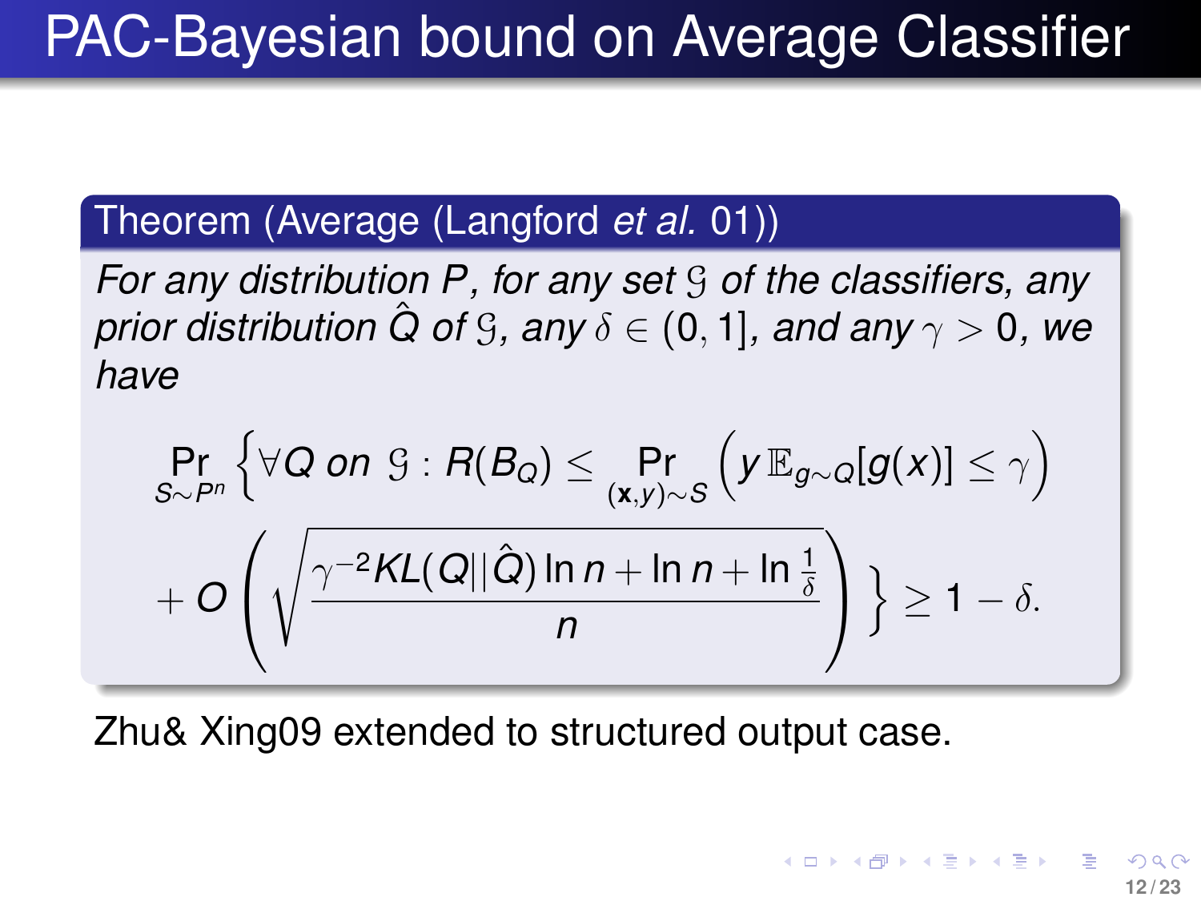# PAC-Bayesian bound on Average Classifier

**Theorem (Average (Langford *et al.* 01))**

*For any distribution $P$, for any set $\mathcal{G}$ of the classifiers, any prior distribution $\hat{Q}$ of $\mathcal{G}$, any $\delta \in (0, 1]$, and any $\gamma > 0$, we have*

$$\Pr_{S \sim P^n} \left\{ \forall Q \text{ on } \mathcal{G} : R(B_Q) \leq \Pr_{(\mathbf{x},y) \sim S} \left( y \, \mathbb{E}_{g \sim Q}[g(x)] \leq \gamma \right) + O\left( \sqrt{\frac{\gamma^{-2} KL(Q || \hat{Q}) \ln n + \ln n + \ln \frac{1}{\delta}}{n}} \right) \right\} \geq 1 - \delta.$$

Zhu& Xing09 extended to structured output case.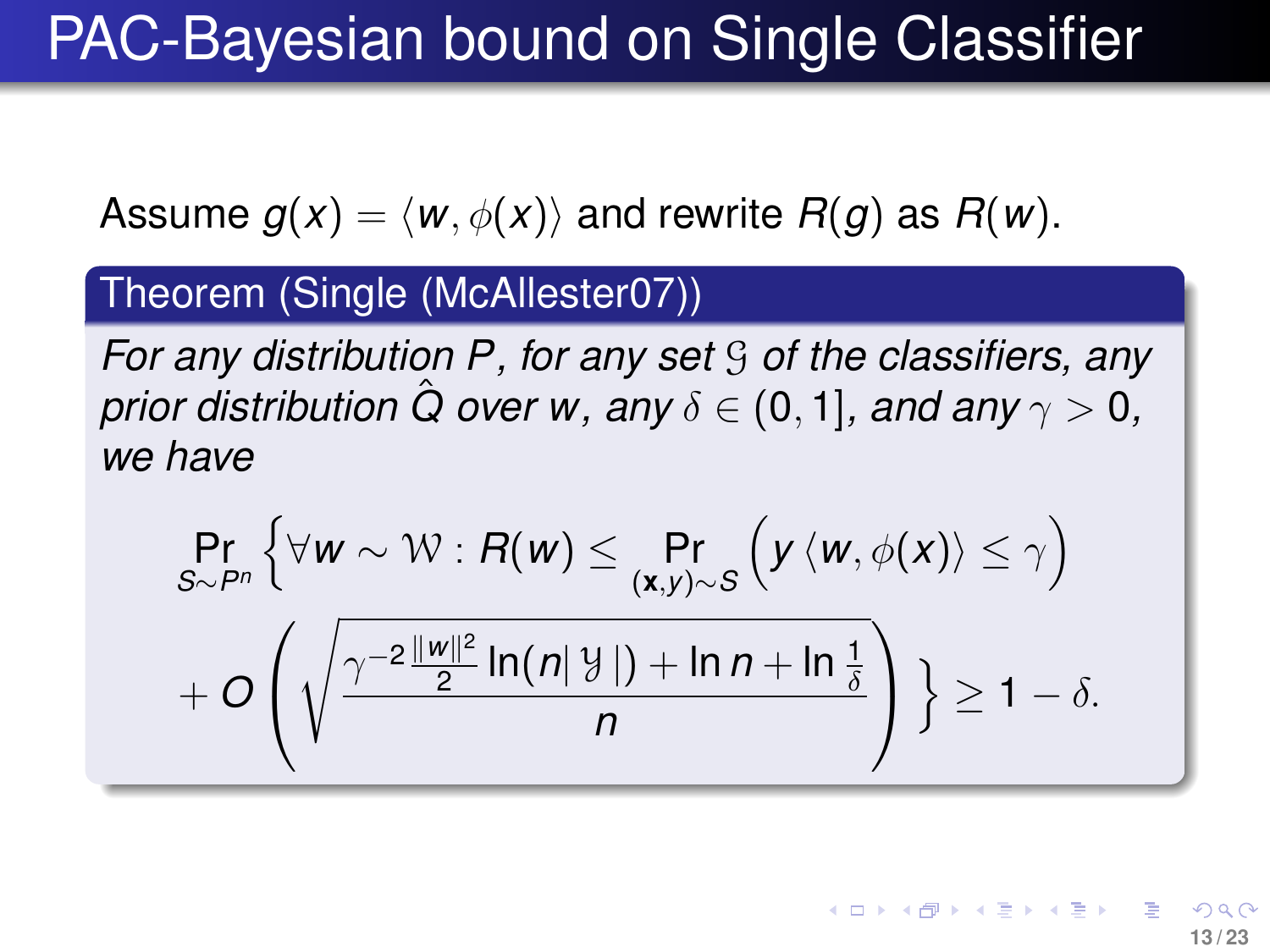# PAC-Bayesian bound on Single Classifier

Assume $g(x) = \langle w, \phi(x) \rangle$ and rewrite $R(g)$ as $R(w)$.

**Theorem (Single (McAllester07))**

*For any distribution $P$, for any set $\mathcal{G}$ of the classifiers, any prior distribution $\hat{Q}$ over $w$, any $\delta \in (0, 1]$, and any $\gamma > 0$, we have*

$$\Pr_{S \sim P^n} \left\{ \forall w \sim \mathcal{W} : R(w) \leq \Pr_{(\mathbf{x},y) \sim S} \Big( y \langle w, \phi(x) \rangle \leq \gamma \Big) + O\left( \sqrt{\frac{\gamma^{-2} \frac{\|w\|^2}{2} \ln(n |\mathcal{Y}|) + \ln n + \ln \frac{1}{\delta}}{n}} \right) \right\} \geq 1 - \delta.$$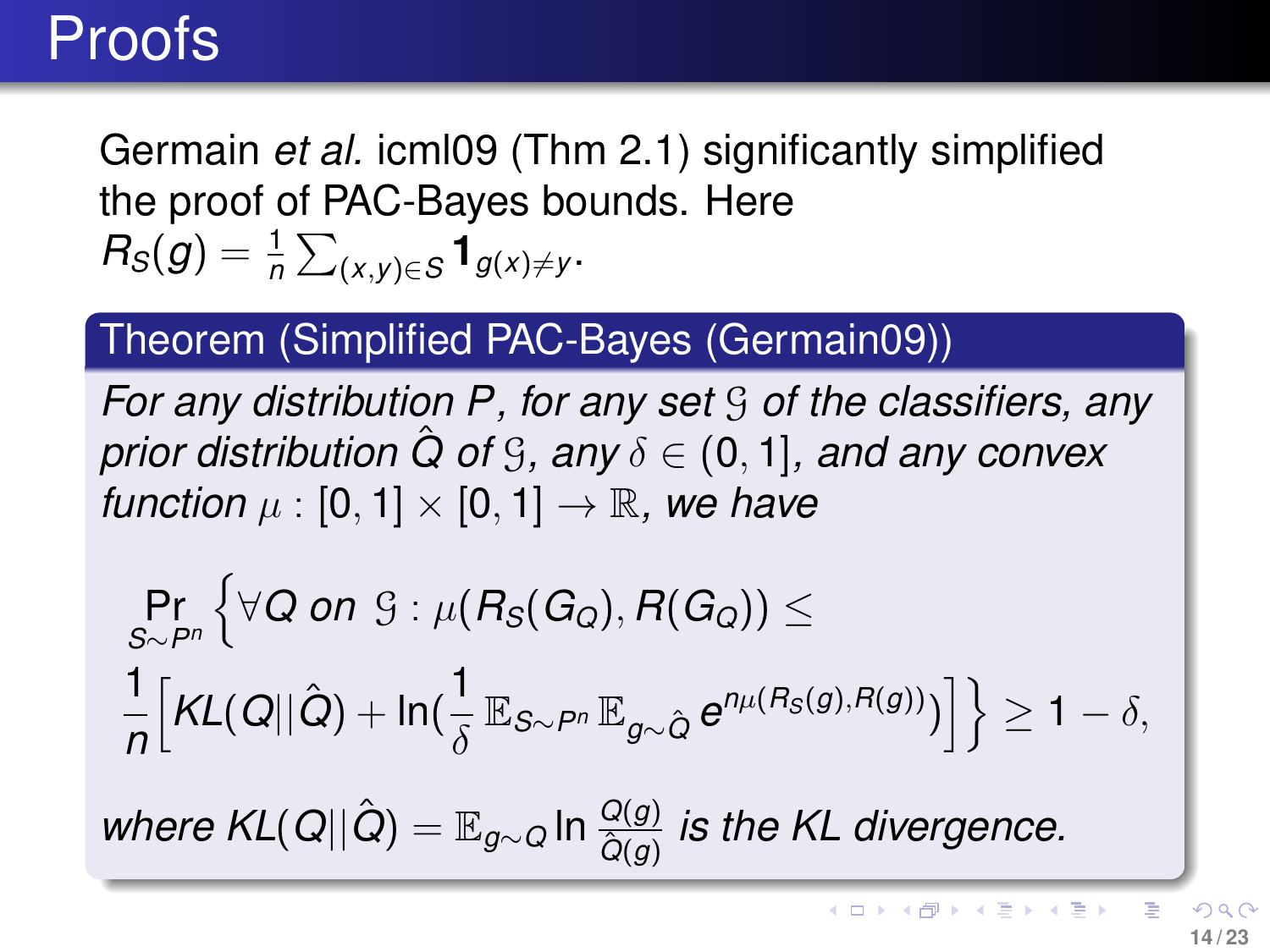# Proofs

Germain *et al.* icml09 (Thm 2.1) significantly simplified the proof of PAC-Bayes bounds. Here $R_S(g) = \frac{1}{n}\sum_{(x,y)\in S} \mathbf{1}_{g(x)\neq y}$.

**Theorem (Simplified PAC-Bayes (Germain09))**

*For any distribution $P$, for any set $\mathcal{G}$ of the classifiers, any prior distribution $\hat{Q}$ of $\mathcal{G}$, any $\delta \in (0, 1]$, and any convex function $\mu : [0, 1] \times [0, 1] \to \mathbb{R}$, we have*

$$\Pr_{S\sim P^n}\Big\{\forall Q \text{ on } \mathcal{G} : \mu(R_S(G_Q), R(G_Q)) \leq \frac{1}{n}\Big[KL(Q||\hat{Q}) + \ln(\frac{1}{\delta}\,\mathbb{E}_{S\sim P^n}\,\mathbb{E}_{g\sim\hat{Q}}\, e^{n\mu(R_S(g),R(g))})\Big]\Big\} \geq 1-\delta,$$

*where $KL(Q||\hat{Q}) = \mathbb{E}_{g\sim Q}\ln\frac{Q(g)}{\hat{Q}(g)}$ is the KL divergence.*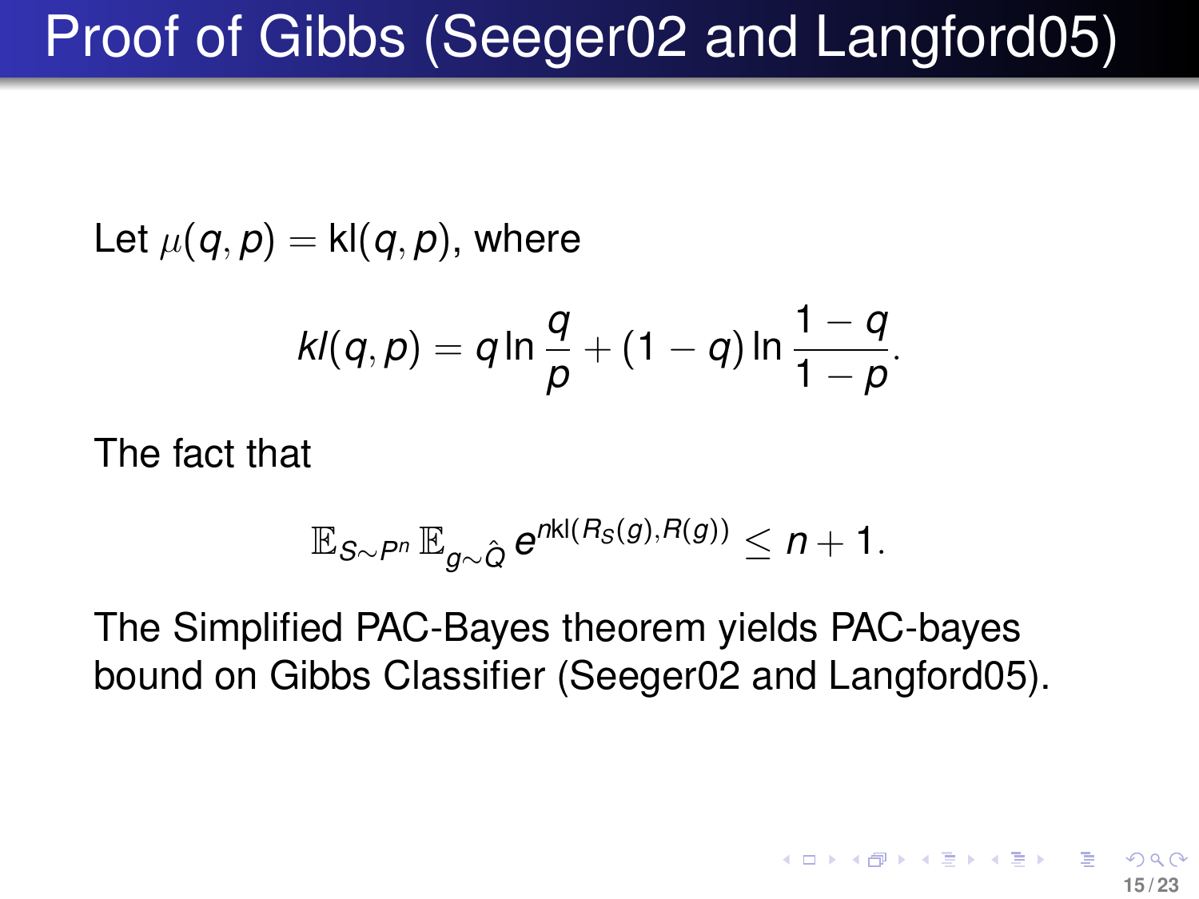# Proof of Gibbs (Seeger02 and Langford05)

Let $\mu(q,p) = \mathrm{kl}(q,p)$, where

$$kl(q,p) = q \ln \frac{q}{p} + (1-q) \ln \frac{1-q}{1-p}.$$

The fact that

$$\mathbb{E}_{S \sim P^n} \mathbb{E}_{g \sim \hat{Q}} \, e^{n \mathrm{kl}(R_S(g), R(g))} \leq n + 1.$$

The Simplified PAC-Bayes theorem yields PAC-bayes bound on Gibbs Classifier (Seeger02 and Langford05).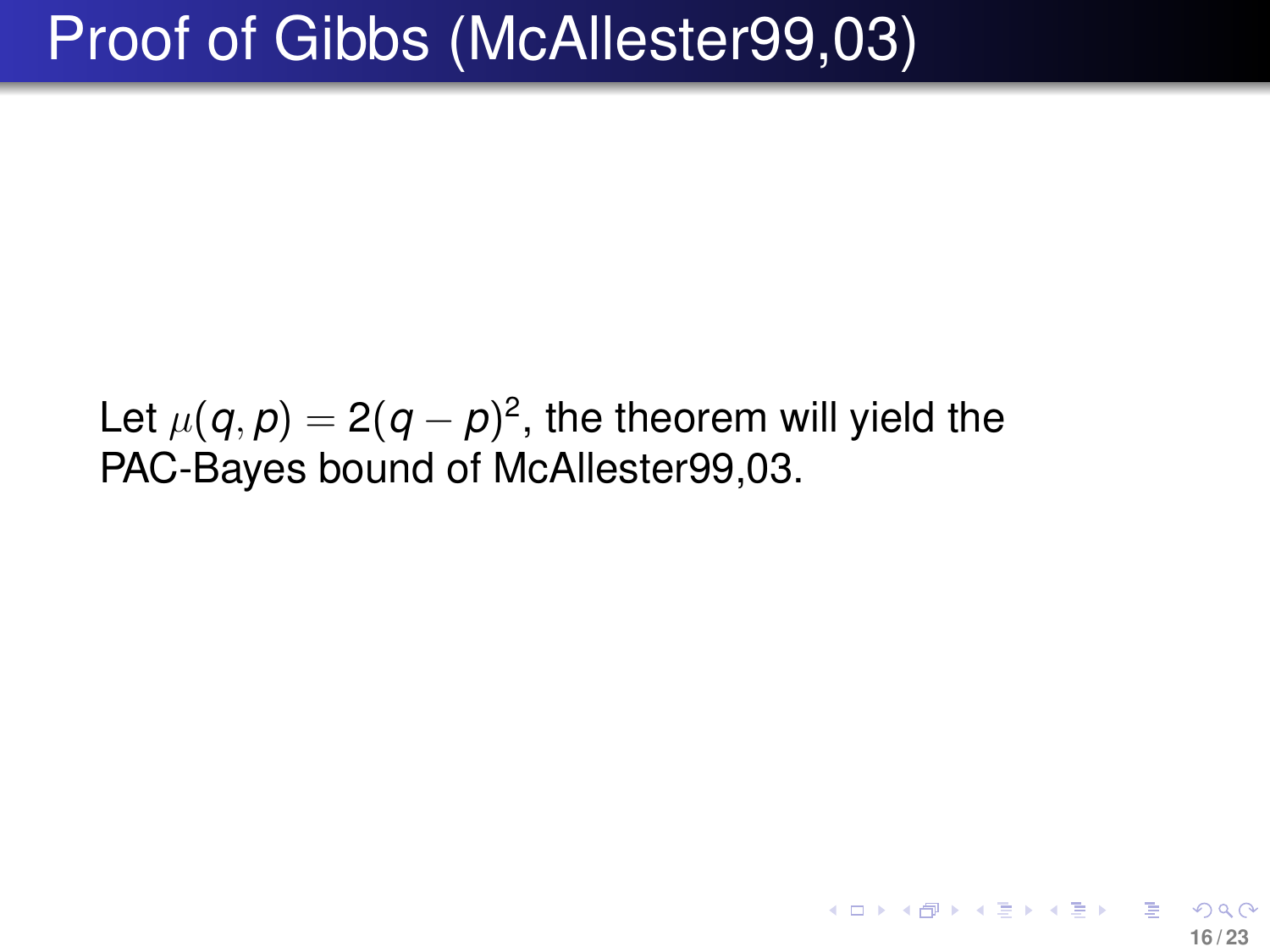# Proof of Gibbs (McAllester99,03)

Let $\mu(q, p) = 2(q - p)^2$, the theorem will yield the PAC-Bayes bound of McAllester99,03.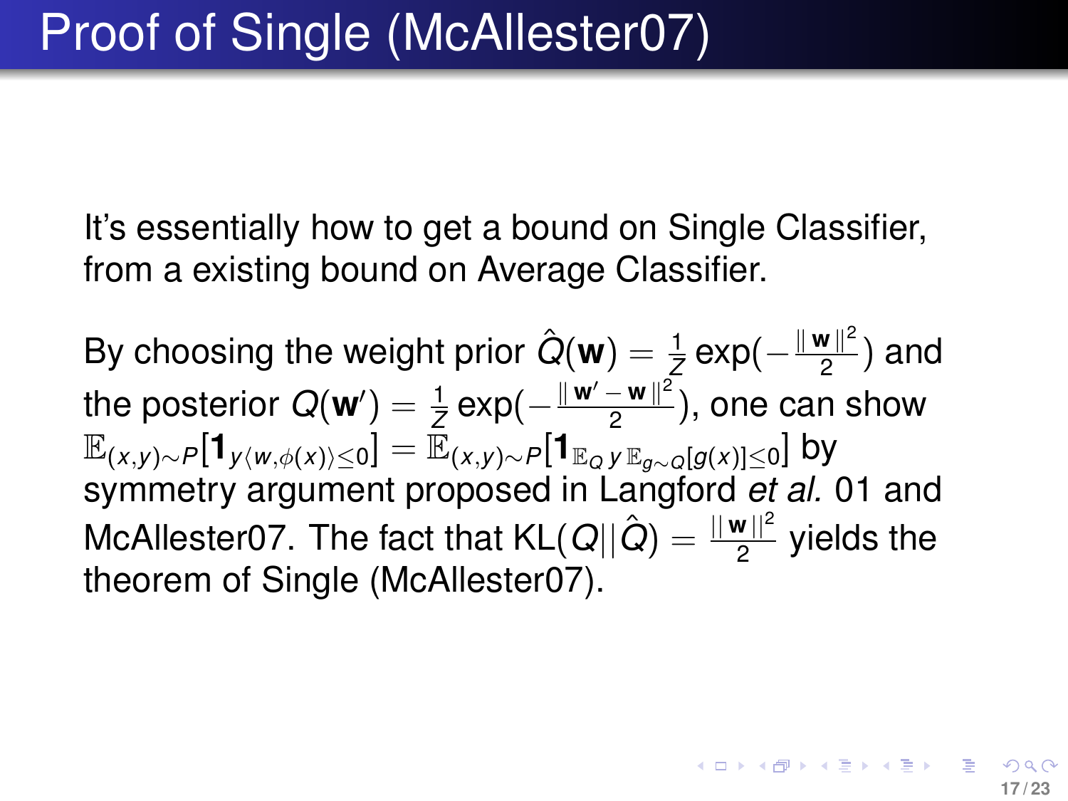# Proof of Single (McAllester07)

It's essentially how to get a bound on Single Classifier, from a existing bound on Average Classifier.

By choosing the weight prior $\hat{Q}(\mathbf{w}) = \frac{1}{Z}\exp(-\frac{\|\mathbf{w}\|^2}{2})$ and the posterior $Q(\mathbf{w}') = \frac{1}{Z}\exp(-\frac{\|\mathbf{w}' - \mathbf{w}\|^2}{2})$, one can show $\mathbb{E}_{(x,y)\sim P}[\mathbf{1}_{y\langle w,\phi(x)\rangle \leq 0}] = \mathbb{E}_{(x,y)\sim P}[\mathbf{1}_{\mathbb{E}_Q\, y\, \mathbb{E}_{g\sim Q}[g(x)]\leq 0}]$ by symmetry argument proposed in Langford *et al.* 01 and McAllester07. The fact that $\mathrm{KL}(Q||\hat{Q}) = \frac{\|\mathbf{w}\|^2}{2}$ yields the theorem of Single (McAllester07).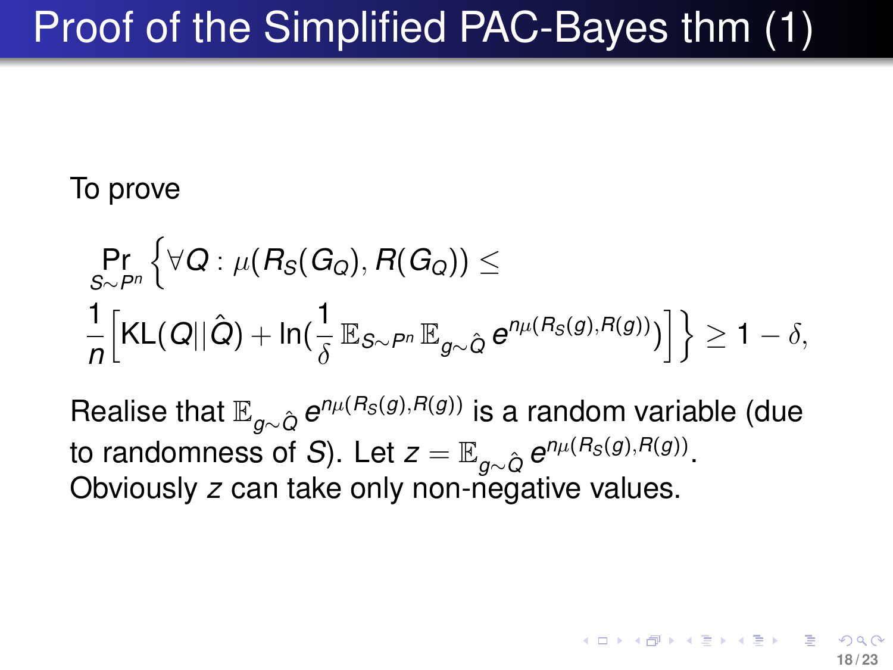# Proof of the Simplified PAC-Bayes thm (1)

To prove

$$\Pr_{S\sim P^n}\Big\{\forall Q : \mu(R_S(G_Q), R(G_Q)) \leq \frac{1}{n}\Big[\mathrm{KL}(Q||\hat{Q}) + \ln(\frac{1}{\delta}\,\mathbb{E}_{S\sim P^n}\,\mathbb{E}_{g\sim\hat{Q}}\, e^{n\mu(R_S(g),R(g))})\Big]\Big\} \geq 1-\delta,$$

Realise that $\mathbb{E}_{g\sim\hat{Q}}\, e^{n\mu(R_S(g),R(g))}$ is a random variable (due to randomness of $S$). Let $z = \mathbb{E}_{g\sim\hat{Q}}\, e^{n\mu(R_S(g),R(g))}$. Obviously $z$ can take only non-negative values.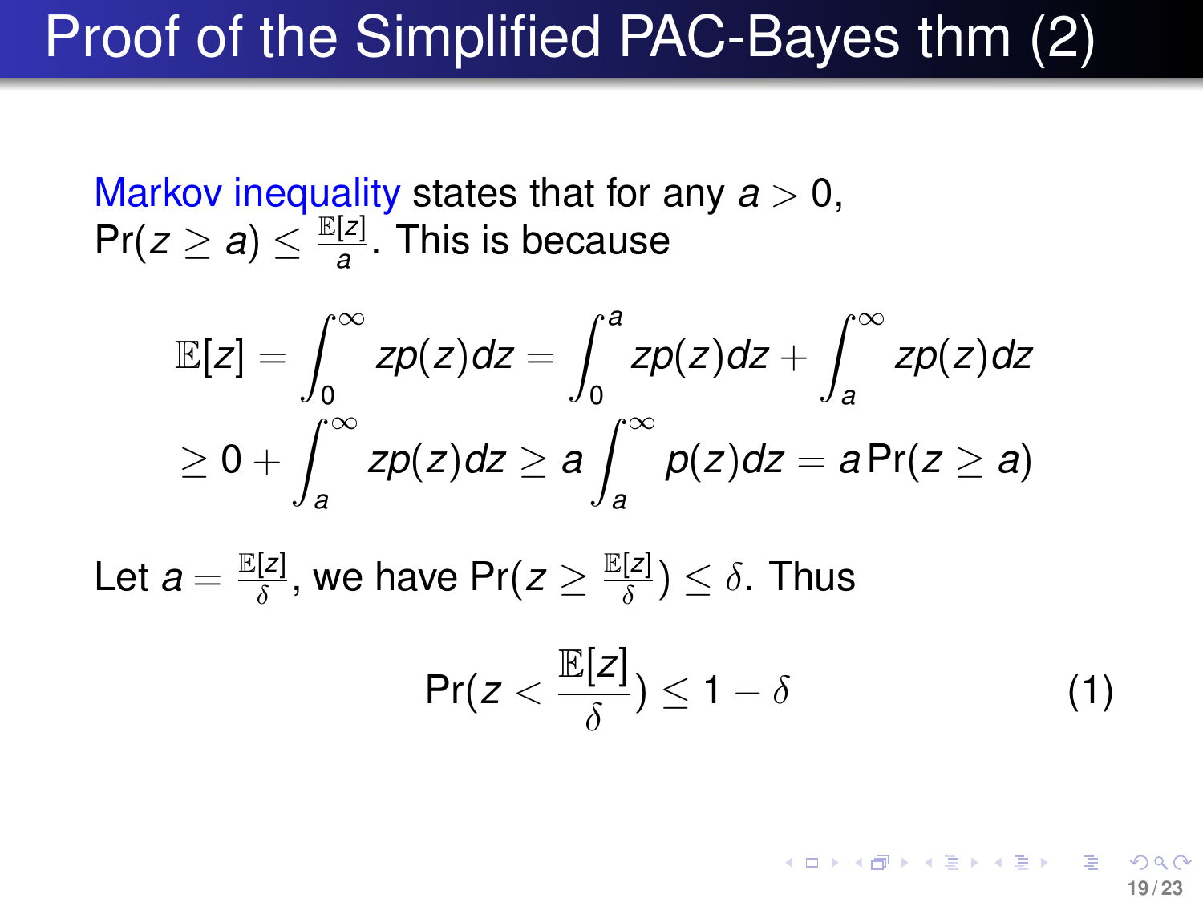# Proof of the Simplified PAC-Bayes thm (2)

Markov inequality states that for any $a > 0$, $\Pr(z \geq a) \leq \frac{\mathbb{E}[z]}{a}$. This is because

$$
\begin{aligned}
\mathbb{E}[z] &= \int_0^\infty zp(z)dz = \int_0^a zp(z)dz + \int_a^\infty zp(z)dz \\
&\geq 0 + \int_a^\infty zp(z)dz \geq a \int_a^\infty p(z)dz = a\Pr(z \geq a)
\end{aligned}
$$

Let $a = \frac{\mathbb{E}[z]}{\delta}$, we have $\Pr(z \geq \frac{\mathbb{E}[z]}{\delta}) \leq \delta$. Thus

$$
\Pr(z < \frac{\mathbb{E}[z]}{\delta}) \leq 1 - \delta \tag{1}
$$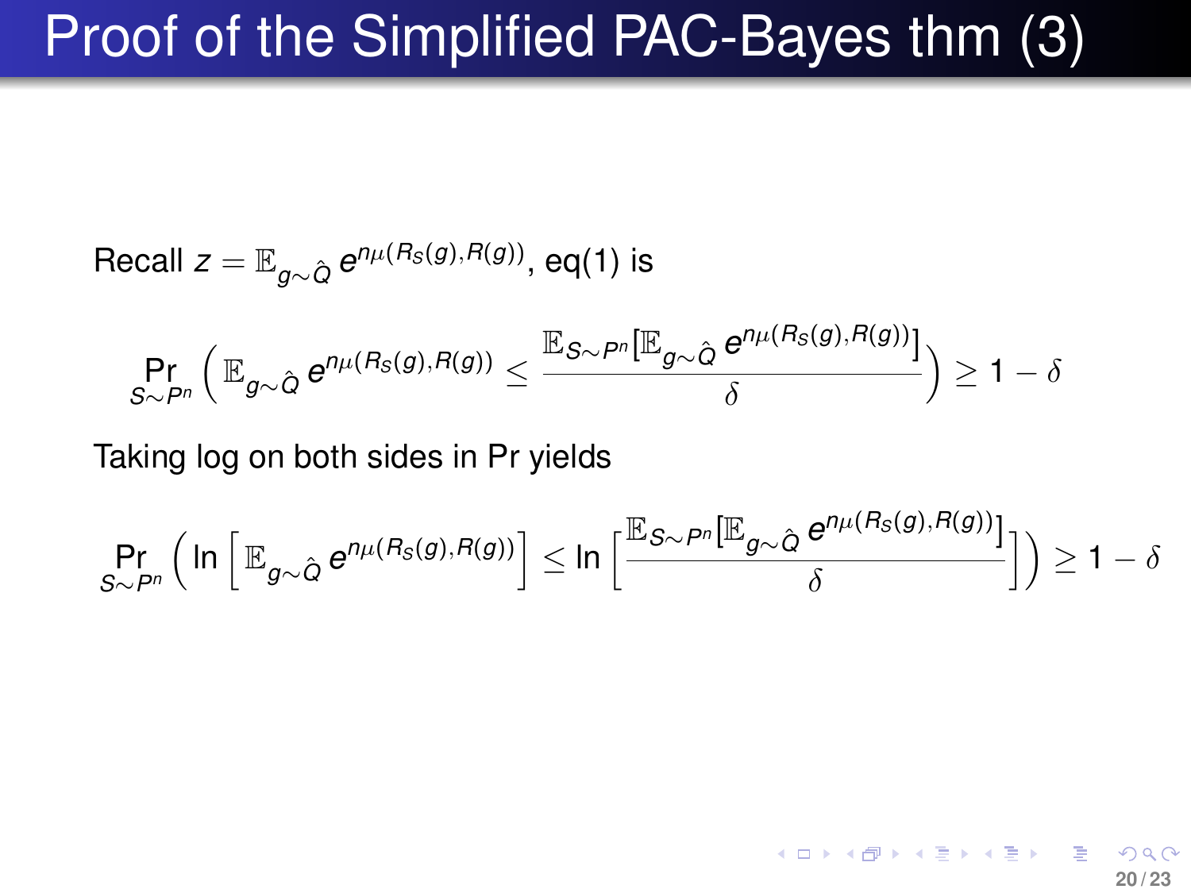# Proof of the Simplified PAC-Bayes thm (3)

Recall $z = \mathbb{E}_{g \sim \hat{Q}} e^{n\mu(R_S(g), R(g))}$, eq(1) is

$$\Pr_{S \sim P^n} \left( \mathbb{E}_{g \sim \hat{Q}} e^{n\mu(R_S(g), R(g))} \leq \frac{\mathbb{E}_{S \sim P^n}[\mathbb{E}_{g \sim \hat{Q}} e^{n\mu(R_S(g), R(g))}]}{\delta} \right) \geq 1 - \delta$$

Taking log on both sides in Pr yields

$$\Pr_{S \sim P^n} \left( \ln \left[ \mathbb{E}_{g \sim \hat{Q}} e^{n\mu(R_S(g), R(g))} \right] \leq \ln \left[ \frac{\mathbb{E}_{S \sim P^n}[\mathbb{E}_{g \sim \hat{Q}} e^{n\mu(R_S(g), R(g))}]}{\delta} \right] \right) \geq 1 - \delta$$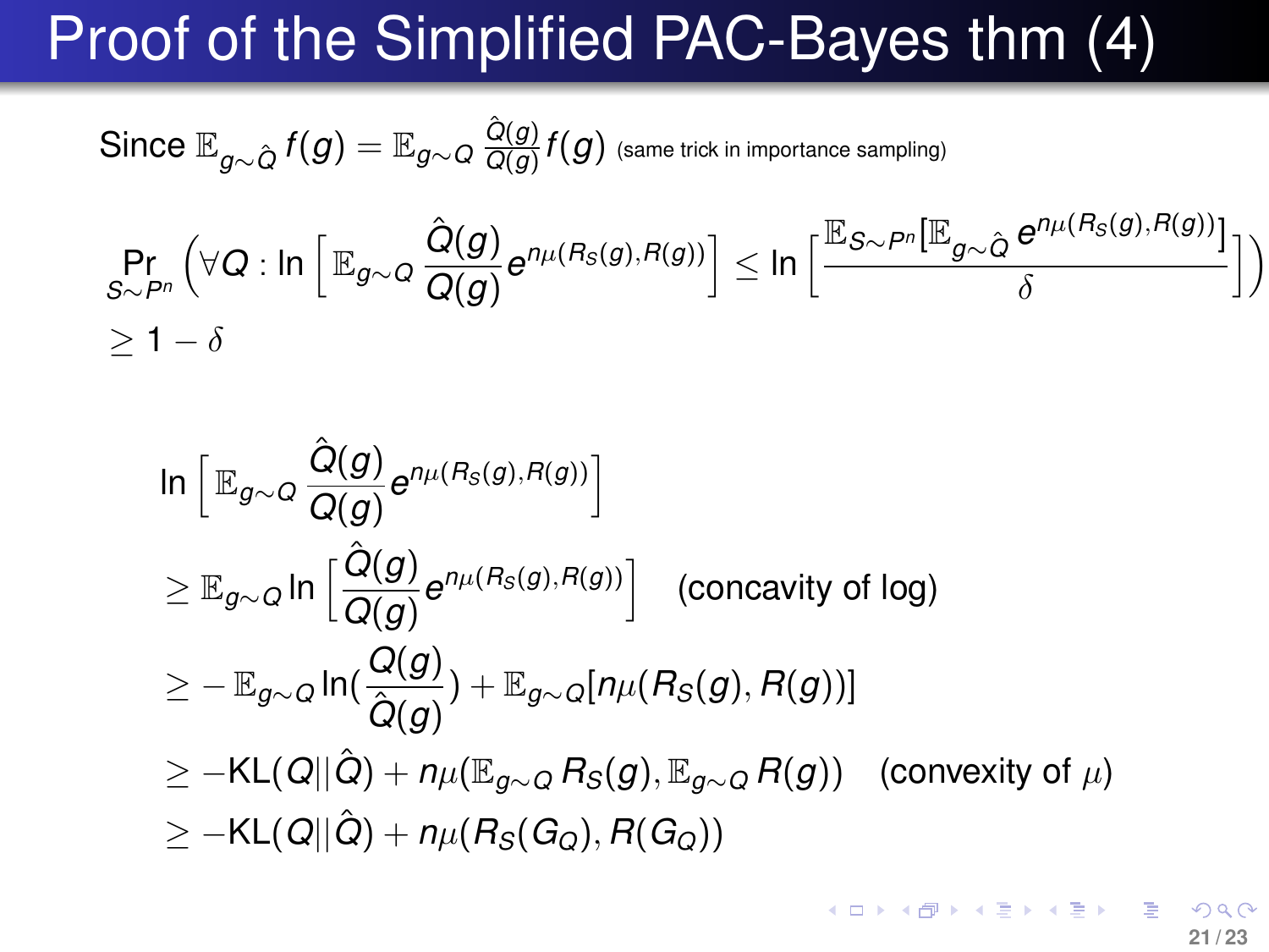# Proof of the Simplified PAC-Bayes thm (4)

Since $\mathbb{E}_{g\sim\hat{Q}} f(g) = \mathbb{E}_{g\sim Q} \frac{\hat{Q}(g)}{Q(g)} f(g)$ (same trick in importance sampling)

$$\Pr_{S\sim P^n}\left(\forall Q : \ln\left[\mathbb{E}_{g\sim Q} \frac{\hat{Q}(g)}{Q(g)} e^{n\mu(R_S(g),R(g))}\right] \leq \ln\left[\frac{\mathbb{E}_{S\sim P^n}[\mathbb{E}_{g\sim\hat{Q}}\, e^{n\mu(R_S(g),R(g))}]}{\delta}\right]\right) \geq 1-\delta$$

$$\begin{aligned}
&\ln\left[\mathbb{E}_{g\sim Q} \frac{\hat{Q}(g)}{Q(g)} e^{n\mu(R_S(g),R(g))}\right] \\
&\geq \mathbb{E}_{g\sim Q} \ln\left[\frac{\hat{Q}(g)}{Q(g)} e^{n\mu(R_S(g),R(g))}\right] \quad \text{(concavity of log)} \\
&\geq -\mathbb{E}_{g\sim Q} \ln\left(\frac{Q(g)}{\hat{Q}(g)}\right) + \mathbb{E}_{g\sim Q}[n\mu(R_S(g), R(g))] \\
&\geq -\mathrm{KL}(Q\|\hat{Q}) + n\mu(\mathbb{E}_{g\sim Q} R_S(g), \mathbb{E}_{g\sim Q} R(g)) \quad \text{(convexity of } \mu\text{)} \\
&\geq -\mathrm{KL}(Q\|\hat{Q}) + n\mu(R_S(G_Q), R(G_Q))
\end{aligned}$$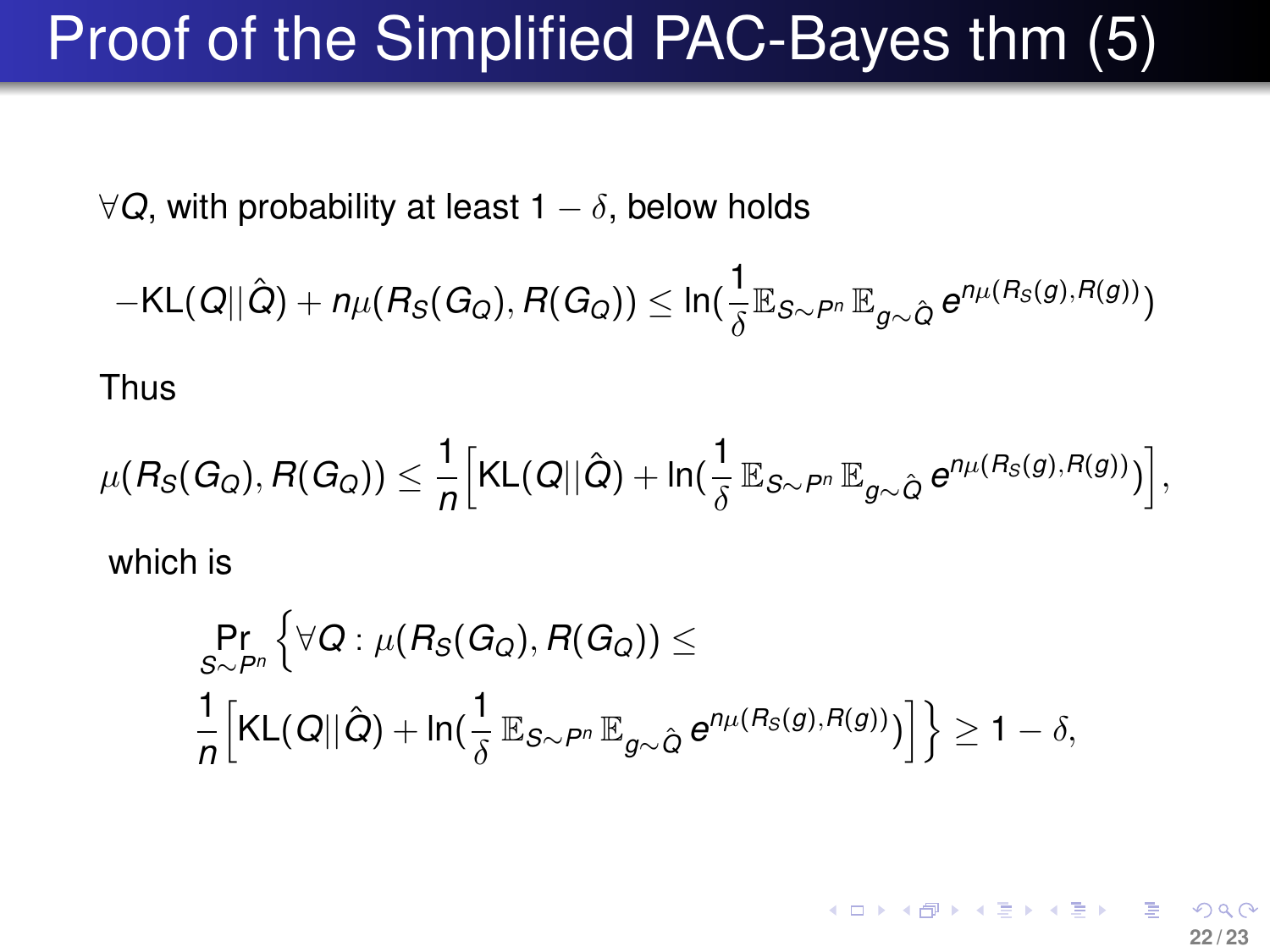# Proof of the Simplified PAC-Bayes thm (5)

$\forall Q$, with probability at least $1-\delta$, below holds

$$-\mathrm{KL}(Q||\hat{Q}) + n\mu(R_S(G_Q), R(G_Q)) \leq \ln(\frac{1}{\delta}\mathbb{E}_{S\sim P^n}\mathbb{E}_{g\sim\hat{Q}}\, e^{n\mu(R_S(g),R(g))})$$

Thus

$$\mu(R_S(G_Q), R(G_Q)) \leq \frac{1}{n}\Big[\mathrm{KL}(Q||\hat{Q}) + \ln(\frac{1}{\delta}\,\mathbb{E}_{S\sim P^n}\mathbb{E}_{g\sim\hat{Q}}\, e^{n\mu(R_S(g),R(g))})\Big],$$

which is

$$\Pr_{S\sim P^n}\Big\{\forall Q : \mu(R_S(G_Q), R(G_Q)) \leq \frac{1}{n}\Big[\mathrm{KL}(Q||\hat{Q}) + \ln(\frac{1}{\delta}\,\mathbb{E}_{S\sim P^n}\mathbb{E}_{g\sim\hat{Q}}\, e^{n\mu(R_S(g),R(g))})\Big]\Big\} \geq 1-\delta,$$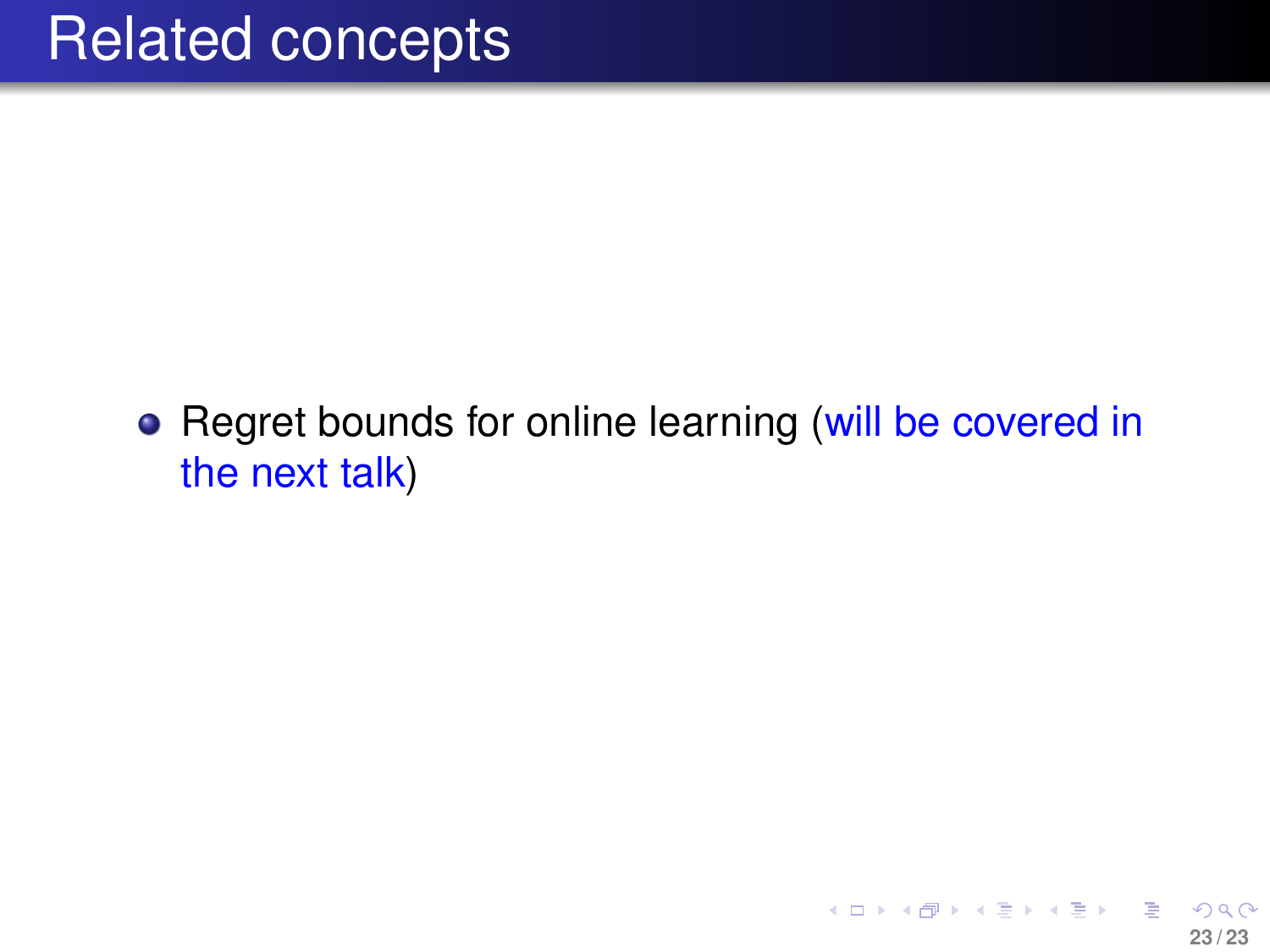# Related concepts

- Regret bounds for online learning (will be covered in the next talk)